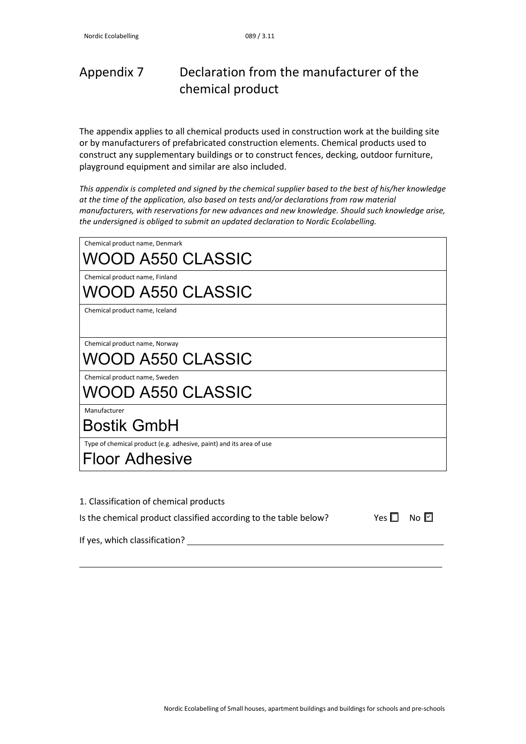# Appendix 7 Declaration from the manufacturer of the chemical product

The appendix applies to all chemical products used in construction work at the building site or by manufacturers of prefabricated construction elements. Chemical products used to construct any supplementary buildings or to construct fences, decking, outdoor furniture, playground equipment and similar are also included.

*This appendix is completed and signed by the chemical supplier based to the best of his/her knowledge at the time of the application, also based on tests and/or declarations from raw material manufacturers, with reservations for new advances and new knowledge. Should such knowledge arise, the undersigned is obliged to submit an updated declaration to Nordic Ecolabelling.*

| |
|---|
| Chemical product name, Denmark<br>WOOD A550 CLASSIC |
| Chemical product name, Finland<br>WOOD A550 CLASSIC |
| Chemical product name, Iceland<br> |
| Chemical product name, Norway<br>WOOD A550 CLASSIC |
| Chemical product name, Sweden<br>WOOD A550 CLASSIC |
| Manufacturer<br>Bostik GmbH |
| Type of chemical product (e.g. adhesive, paint) and its area of use<br>Floor Adhesive |

1. Classification of chemical products

Is the chemical product classified according to the table below? Yes ☐ No ☑

If yes, which classification? \_\_\_\_\_\_\_\_\_\_\_\_\_\_\_\_\_\_\_\_\_\_\_\_\_\_\_\_\_\_\_\_\_\_\_\_\_\_\_\_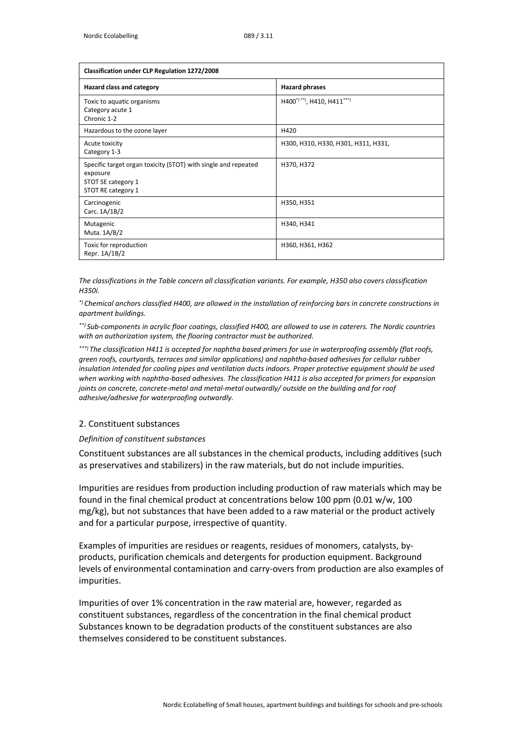| Classification under CLP Regulation 1272/2008 | |
|---|---|
| **Hazard class and category** | **Hazard phrases** |
| Toxic to aquatic organisms<br>Category acute 1<br>Chronic 1-2 | H400[*)][**)], H410, H411[***)] |
| Hazardous to the ozone layer | H420 |
| Acute toxicity<br>Category 1-3 | H300, H310, H330, H301, H311, H331, |
| Specific target organ toxicity (STOT) with single and repeated exposure<br>STOT SE category 1<br>STOT RE category 1 | H370, H372 |
| Carcinogenic<br>Carc. 1A/1B/2 | H350, H351 |
| Mutagenic<br>Muta. 1A/B/2 | H340, H341 |
| Toxic for reproduction<br>Repr. 1A/1B/2 | H360, H361, H362 |

*The classifications in the Table concern all classification variants. For example, H350 also covers classification H350i.*

*[*)] Chemical anchors classified H400, are allowed in the installation of reinforcing bars in concrete constructions in apartment buildings.*

*[**)] Sub-components in acrylic floor coatings, classified H400, are allowed to use in caterers. The Nordic countries with an authorization system, the flooring contractor must be authorized.*

*[***)] The classification H411 is accepted for naphtha based primers for use in waterproofing assembly (flat roofs, green roofs, courtyards, terraces and similar applications) and naphtha-based adhesives for cellular rubber insulation intended for cooling pipes and ventilation ducts indoors. Proper protective equipment should be used when working with naphtha-based adhesives. The classification H411 is also accepted for primers for expansion joints on concrete, concrete-metal and metal-metal outwardly/ outside on the building and for roof adhesive/adhesive for waterproofing outwardly.*

## 2. Constituent substances

*Definition of constituent substances*

Constituent substances are all substances in the chemical products, including additives (such as preservatives and stabilizers) in the raw materials, but do not include impurities.

Impurities are residues from production including production of raw materials which may be found in the final chemical product at concentrations below 100 ppm (0.01 w/w, 100 mg/kg), but not substances that have been added to a raw material or the product actively and for a particular purpose, irrespective of quantity.

Examples of impurities are residues or reagents, residues of monomers, catalysts, by-products, purification chemicals and detergents for production equipment. Background levels of environmental contamination and carry-overs from production are also examples of impurities.

Impurities of over 1% concentration in the raw material are, however, regarded as constituent substances, regardless of the concentration in the final chemical product Substances known to be degradation products of the constituent substances are also themselves considered to be constituent substances.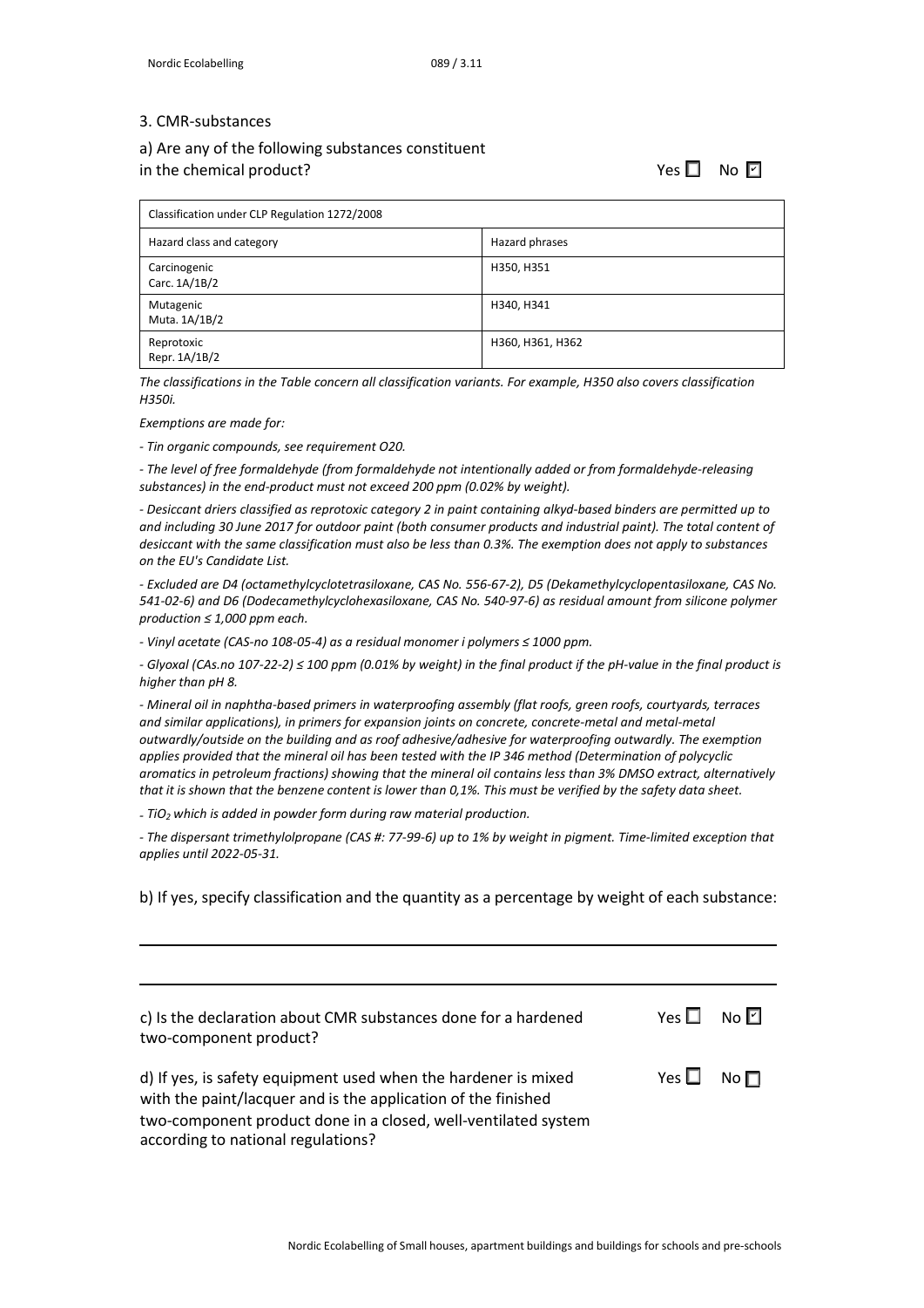## 3. CMR-substances

a) Are any of the following substances constituent in the chemical product?

Yes ☐ No ☑

| Classification under CLP Regulation 1272/2008 | |
|---|---|
| Hazard class and category | Hazard phrases |
| Carcinogenic<br>Carc. 1A/1B/2 | H350, H351 |
| Mutagenic<br>Muta. 1A/1B/2 | H340, H341 |
| Reprotoxic<br>Repr. 1A/1B/2 | H360, H361, H362 |

*The classifications in the Table concern all classification variants. For example, H350 also covers classification H350i.*

*Exemptions are made for:*

*- Tin organic compounds, see requirement O20.*

*- The level of free formaldehyde (from formaldehyde not intentionally added or from formaldehyde-releasing substances) in the end-product must not exceed 200 ppm (0.02% by weight).*

*- Desiccant driers classified as reprotoxic category 2 in paint containing alkyd-based binders are permitted up to and including 30 June 2017 for outdoor paint (both consumer products and industrial paint). The total content of desiccant with the same classification must also be less than 0.3%. The exemption does not apply to substances on the EU's Candidate List.*

*- Excluded are D4 (octamethylcyclotetrasiloxane, CAS No. 556-67-2), D5 (Dekamethylcyclopentasiloxane, CAS No. 541-02-6) and D6 (Dodecamethylcyclohexasiloxane, CAS No. 540-97-6) as residual amount from silicone polymer production ≤ 1,000 ppm each.*

*- Vinyl acetate (CAS-no 108-05-4) as a residual monomer i polymers ≤ 1000 ppm.*

*- Glyoxal (CAs.no 107-22-2) ≤ 100 ppm (0.01% by weight) in the final product if the pH-value in the final product is higher than pH 8.*

*- Mineral oil in naphtha-based primers in waterproofing assembly (flat roofs, green roofs, courtyards, terraces and similar applications), in primers for expansion joints on concrete, concrete-metal and metal-metal outwardly/outside on the building and as roof adhesive/adhesive for waterproofing outwardly. The exemption applies provided that the mineral oil has been tested with the IP 346 method (Determination of polycyclic aromatics in petroleum fractions) showing that the mineral oil contains less than 3% DMSO extract, alternatively that it is shown that the benzene content is lower than 0,1%. This must be verified by the safety data sheet.*

*- $TiO_2$ which is added in powder form during raw material production.*

*- The dispersant trimethylolpropane (CAS #: 77-99-6) up to 1% by weight in pigment. Time-limited exception that applies until 2022-05-31.*

b) If yes, specify classification and the quantity as a percentage by weight of each substance:

\_\_\_\_\_\_\_\_\_\_\_\_\_\_\_\_\_\_\_\_\_\_\_\_\_\_\_\_\_\_\_\_\_\_\_\_\_\_\_\_\_\_\_\_\_\_\_\_\_\_\_\_\_\_\_\_\_\_\_\_

\_\_\_\_\_\_\_\_\_\_\_\_\_\_\_\_\_\_\_\_\_\_\_\_\_\_\_\_\_\_\_\_\_\_\_\_\_\_\_\_\_\_\_\_\_\_\_\_\_\_\_\_\_\_\_\_\_\_\_\_

c) Is the declaration about CMR substances done for a hardened two-component product?

Yes ☐ No ☑

d) If yes, is safety equipment used when the hardener is mixed with the paint/lacquer and is the application of the finished two-component product done in a closed, well-ventilated system according to national regulations?

Yes ☐ No ☐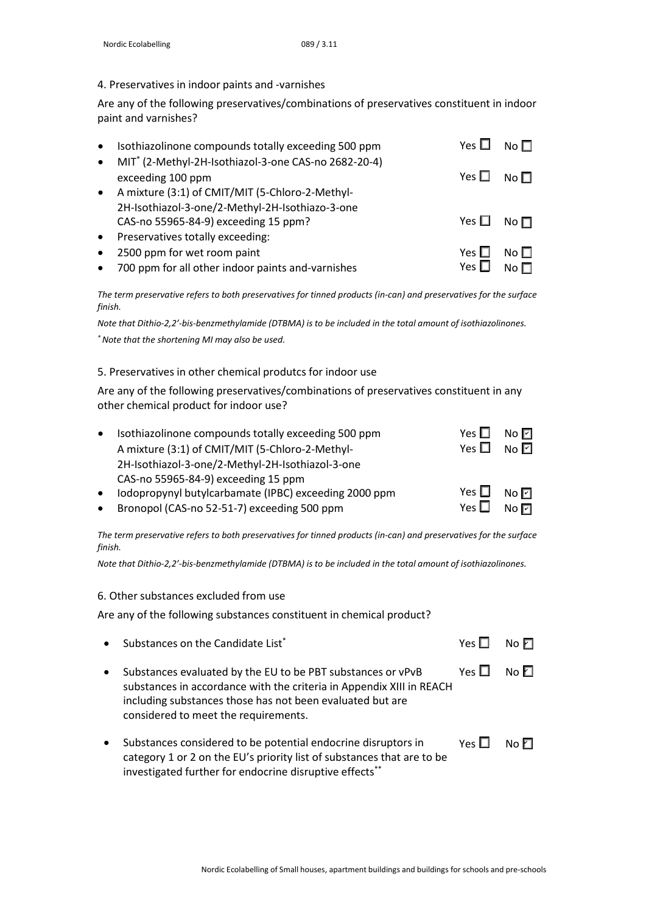4. Preservatives in indoor paints and -varnishes

Are any of the following preservatives/combinations of preservatives constituent in indoor paint and varnishes?

- Isothiazolinone compounds totally exceeding 500 ppm — Yes ☐ No ☐
- MIT* (2-Methyl-2H-Isothiazol-3-one CAS-no 2682-20-4) exceeding 100 ppm — Yes ☐ No ☐
- A mixture (3:1) of CMIT/MIT (5-Chloro-2-Methyl-2H-Isothiazol-3-one/2-Methyl-2H-Isothiazo-3-one CAS-no 55965-84-9) exceeding 15 ppm? — Yes ☐ No ☐
- Preservatives totally exceeding:
- 2500 ppm for wet room paint — Yes ☐ No ☐
- 700 ppm for all other indoor paints and-varnishes — Yes ☐ No ☐

*The term preservative refers to both preservatives for tinned products (in-can) and preservatives for the surface finish.*

*Note that Dithio-2,2'-bis-benzmethylamide (DTBMA) is to be included in the total amount of isothiazolinones.*

** Note that the shortening MI may also be used.*

5. Preservatives in other chemical produtcs for indoor use

Are any of the following preservatives/combinations of preservatives constituent in any other chemical product for indoor use?

- Isothiazolinone compounds totally exceeding 500 ppm — Yes ☐ No ☑
  A mixture (3:1) of CMIT/MIT (5-Chloro-2-Methyl-2H-Isothiazol-3-one/2-Methyl-2H-Isothiazol-3-one CAS-no 55965-84-9) exceeding 15 ppm — Yes ☐ No ☑
- Iodopropynyl butylcarbamate (IPBC) exceeding 2000 ppm — Yes ☐ No ☑
- Bronopol (CAS-no 52-51-7) exceeding 500 ppm — Yes ☐ No ☑

*The term preservative refers to both preservatives for tinned products (in-can) and preservatives for the surface finish.*

*Note that Dithio-2,2'-bis-benzmethylamide (DTBMA) is to be included in the total amount of isothiazolinones.*

6. Other substances excluded from use

Are any of the following substances constituent in chemical product?

- Substances on the Candidate List* — Yes ☐ No ☑
- Substances evaluated by the EU to be PBT substances or vPvB substances in accordance with the criteria in Appendix XIII in REACH including substances those has not been evaluated but are considered to meet the requirements. — Yes ☐ No ☑
- Substances considered to be potential endocrine disruptors in category 1 or 2 on the EU's priority list of substances that are to be investigated further for endocrine disruptive effects** — Yes ☐ No ☑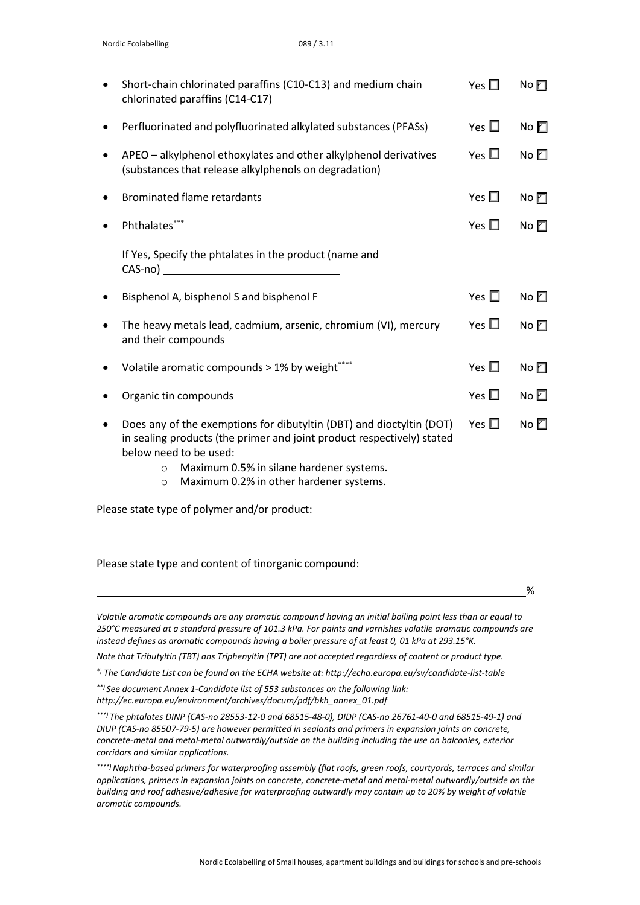- Short-chain chlorinated paraffins (C10-C13) and medium chain chlorinated paraffins (C14-C17) Yes ☐ No ☑
- Perfluorinated and polyfluorinated alkylated substances (PFASs) Yes ☐ No ☑
- APEO – alkylphenol ethoxylates and other alkylphenol derivatives (substances that release alkylphenols on degradation) Yes ☐ No ☑
- Brominated flame retardants Yes ☐ No ☑
- Phthalates*** Yes ☐ No ☑

  If Yes, Specify the phtalates in the product (name and CAS-no) ______________________________

- Bisphenol A, bisphenol S and bisphenol F Yes ☐ No ☑
- The heavy metals lead, cadmium, arsenic, chromium (VI), mercury and their compounds Yes ☐ No ☑
- Volatile aromatic compounds > 1% by weight**** Yes ☐ No ☑
- Organic tin compounds Yes ☐ No ☑
- Does any of the exemptions for dibutyltin (DBT) and dioctyltin (DOT) in sealing products (the primer and joint product respectively) stated below need to be used: Yes ☐ No ☑
  - Maximum 0.5% in silane hardener systems.
  - Maximum 0.2% in other hardener systems.

Please state type of polymer and/or product:

______________________________________________________________________

Please state type and content of tinorganic compound:

______________________________________________________________________%

*Volatile aromatic compounds are any aromatic compound having an initial boiling point less than or equal to 250°C measured at a standard pressure of 101.3 kPa. For paints and varnishes volatile aromatic compounds are instead defines as aromatic compounds having a boiler pressure of at least 0, 01 kPa at 293.15°K.*

*Note that Tributyltin (TBT) ans Triphenyltin (TPT) are not accepted regardless of content or product type.*

*\*) The Candidate List can be found on the ECHA website at: http://echa.europa.eu/sv/candidate-list-table*

*\*\*) See document Annex 1-Candidate list of 553 substances on the following link: http://ec.europa.eu/environment/archives/docum/pdf/bkh_annex_01.pdf*

*\*\*\*) The phtalates DINP (CAS-no 28553-12-0 and 68515-48-0), DIDP (CAS-no 26761-40-0 and 68515-49-1) and DIUP (CAS-no 85507-79-5) are however permitted in sealants and primers in expansion joints on concrete, concrete-metal and metal-metal outwardly/outside on the building including the use on balconies, exterior corridors and similar applications.*

*\*\*\*\*) Naphtha-based primers for waterproofing assembly (flat roofs, green roofs, courtyards, terraces and similar applications, primers in expansion joints on concrete, concrete-metal and metal-metal outwardly/outside on the building and roof adhesive/adhesive for waterproofing outwardly may contain up to 20% by weight of volatile aromatic compounds.*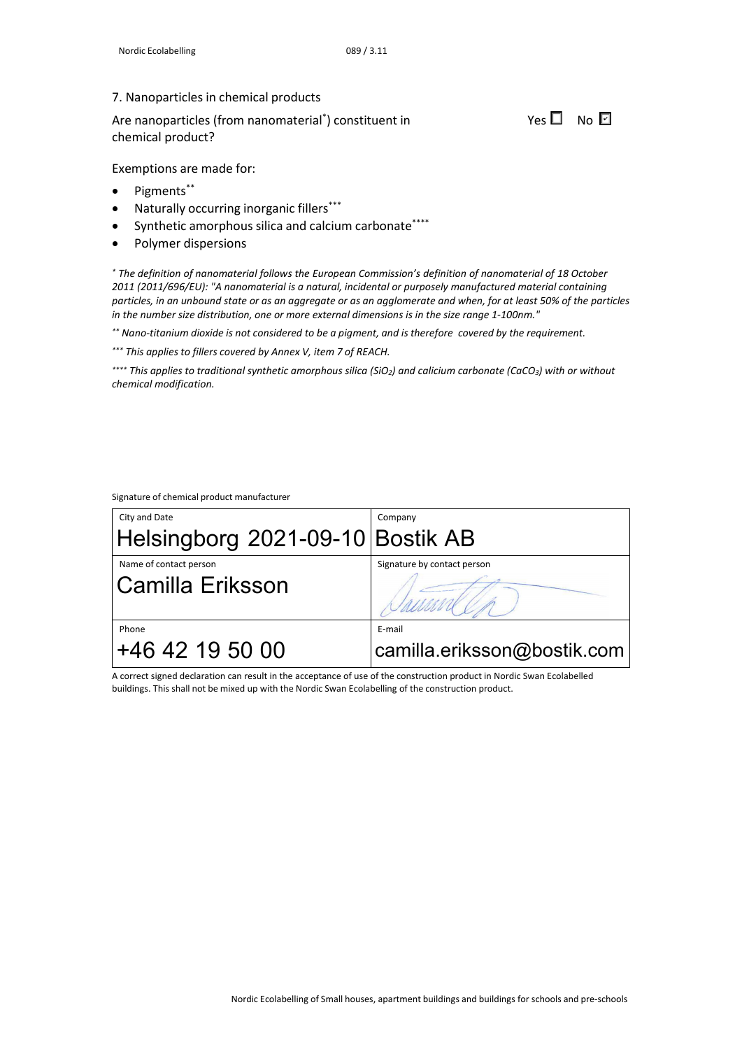## 7. Nanoparticles in chemical products

Are nanoparticles (from nanomaterial*) constituent in chemical product? Yes ☐ No ☑

Exemptions are made for:

- Pigments**
- Naturally occurring inorganic fillers***
- Synthetic amorphous silica and calcium carbonate****
- Polymer dispersions

*\* The definition of nanomaterial follows the European Commission's definition of nanomaterial of 18 October 2011 (2011/696/EU): "A nanomaterial is a natural, incidental or purposely manufactured material containing particles, in an unbound state or as an aggregate or as an agglomerate and when, for at least 50% of the particles in the number size distribution, one or more external dimensions is in the size range 1-100nm."*

*\*\* Nano-titanium dioxide is not considered to be a pigment, and is therefore covered by the requirement.*

*\*\*\* This applies to fillers covered by Annex V, item 7 of REACH.*

*\*\*\*\* This applies to traditional synthetic amorphous silica ($SiO_2$) and calicium carbonate ($CaCO_3$) with or without chemical modification.*

Signature of chemical product manufacturer

| | |
|---|---|
| City and Date<br>Helsingborg 2021-09-10 | Company<br>Bostik AB |
| Name of contact person<br>Camilla Eriksson | Signature by contact person<br>[signature] |
| Phone<br>+46 42 19 50 00 | E-mail<br>camilla.eriksson@bostik.com |

A correct signed declaration can result in the acceptance of use of the construction product in Nordic Swan Ecolabelled buildings. This shall not be mixed up with the Nordic Swan Ecolabelling of the construction product.